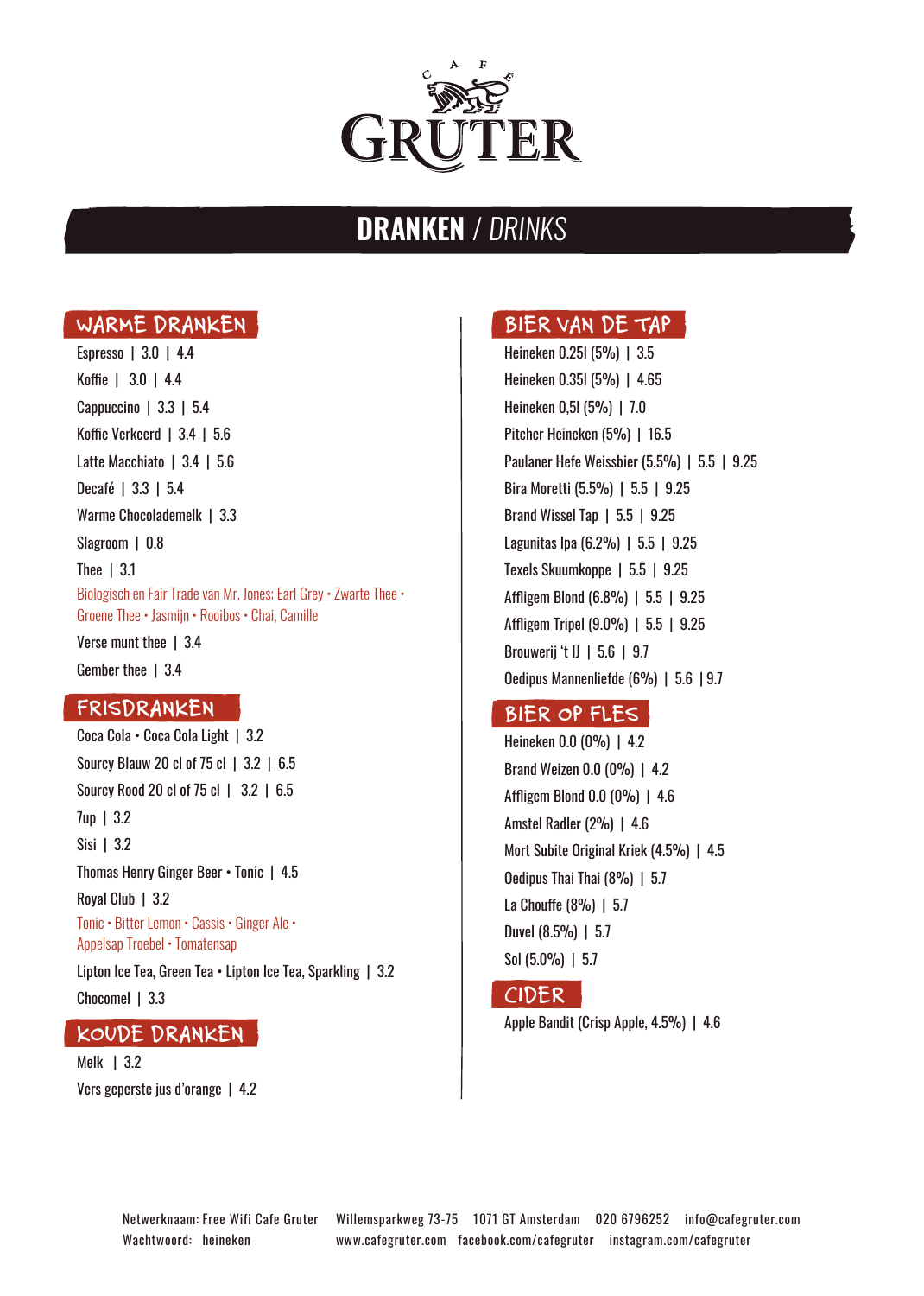# CAFE GRUTER

## DRANKEN / *DRINKS*

### WARME DRANKEN

Espresso | 3.0 | 4.4

Koffie | 3.0 | 4.4

Cappuccino | 3.3 | 5.4

Koffie Verkeerd | 3.4 | 5.6

Latte Macchiato | 3.4 | 5.6

Decafé | 3.3 | 5.4

Warme Chocolademelk | 3.3

Slagroom | 0.8

Thee | 3.1

Biologisch en Fair Trade van Mr. Jones: Earl Grey • Zwarte Thee • Groene Thee • Jasmijn • Rooibos • Chai, Camille

Verse munt thee | 3.4

Gember thee | 3.4

### FRISDRANKEN

Coca Cola • Coca Cola Light | 3.2

Sourcy Blauw 20 cl of 75 cl | 3.2 | 6.5

Sourcy Rood 20 cl of 75 cl | 3.2 | 6.5

7up | 3.2

Sisi | 3.2

Thomas Henry Ginger Beer • Tonic | 4.5

Royal Club | 3.2

Tonic • Bitter Lemon • Cassis • Ginger Ale • Appelsap Troebel • Tomatensap

Lipton Ice Tea, Green Tea • Lipton Ice Tea, Sparkling | 3.2

Chocomel | 3.3

### KOUDE DRANKEN

Melk | 3.2

Vers geperste jus d'orange | 4.2

### BIER VAN DE TAP

Heineken 0.25l (5%) | 3.5

Heineken 0.35l (5%) | 4.65

Heineken 0,5l (5%) | 7.0

Pitcher Heineken (5%) | 16.5

Paulaner Hefe Weissbier (5.5%) | 5.5 | 9.25

Bira Moretti (5.5%) | 5.5 | 9.25

Brand Wissel Tap | 5.5 | 9.25

Lagunitas Ipa (6.2%) | 5.5 | 9.25

Texels Skuumkoppe | 5.5 | 9.25

Affligem Blond (6.8%) | 5.5 | 9.25

Affligem Tripel (9.0%) | 5.5 | 9.25

Brouwerij 't IJ | 5.6 | 9.7

Oedipus Mannenliefde (6%) | 5.6 | 9.7

### BIER OP FLES

Heineken 0.0 (0%) | 4.2

Brand Weizen 0.0 (0%) | 4.2

Affligem Blond 0.0 (0%) | 4.6

Amstel Radler (2%) | 4.6

Mort Subite Original Kriek (4.5%) | 4.5

Oedipus Thai Thai (8%) | 5.7

La Chouffe (8%) | 5.7

Duvel (8.5%) | 5.7

Sol (5.0%) | 5.7

### CIDER

Apple Bandit (Crisp Apple, 4.5%) | 4.6

Netwerknaam: Free Wifi Cafe Gruter
Wachtwoord: heineken

Willemsparkweg 73-75 1071 GT Amsterdam 020 6796252 info@cafegruter.com
www.cafegruter.com facebook.com/cafegruter instagram.com/cafegruter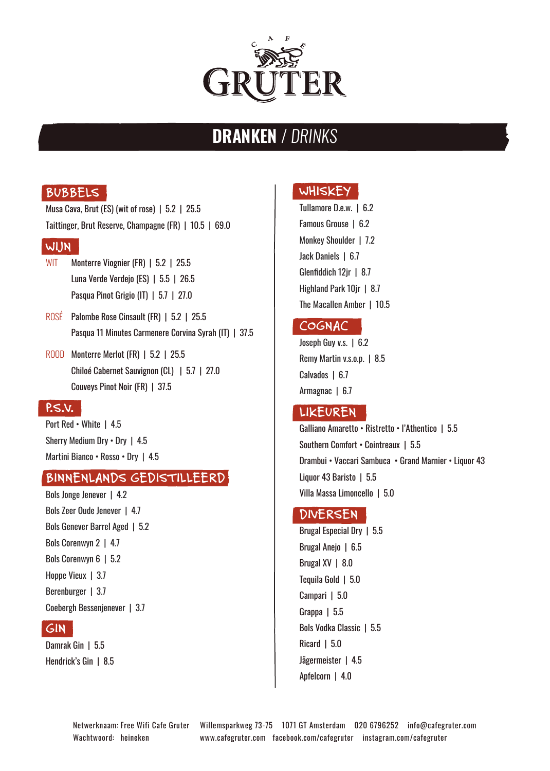# CAFE GRUTER

## DRANKEN / *DRINKS*

### BUBBELS

Musa Cava, Brut (ES) (wit of rose) | 5.2 | 25.5

Taittinger, Brut Reserve, Champagne (FR) | 10.5 | 69.0

### WIJN

WIT
Monterre Viognier (FR) | 5.2 | 25.5
Luna Verde Verdejo (ES) | 5.5 | 26.5
Pasqua Pinot Grigio (IT) | 5.7 | 27.0

ROSÉ
Palombe Rose Cinsault (FR) | 5.2 | 25.5
Pasqua 11 Minutes Carmenere Corvina Syrah (IT) | 37.5

ROOD
Monterre Merlot (FR) | 5.2 | 25.5
Chiloé Cabernet Sauvignon (CL) | 5.7 | 27.0
Couveys Pinot Noir (FR) | 37.5

### P.S.V.

Port Red • White | 4.5

Sherry Medium Dry • Dry | 4.5

Martini Bianco • Rosso • Dry | 4.5

### BINNENLANDS GEDISTILLEERD

Bols Jonge Jenever | 4.2

Bols Zeer Oude Jenever | 4.7

Bols Genever Barrel Aged | 5.2

Bols Corenwyn 2 | 4.7

Bols Corenwyn 6 | 5.2

Hoppe Vieux | 3.7

Berenburger | 3.7

Coebergh Bessenjenever | 3.7

### GIN

Damrak Gin | 5.5

Hendrick's Gin | 8.5

### WHISKEY

Tullamore D.e.w. | 6.2

Famous Grouse | 6.2

Monkey Shoulder | 7.2

Jack Daniels | 6.7

Glenfiddich 12jr | 8.7

Highland Park 10jr | 8.7

The Macallen Amber | 10.5

### COGNAC

Joseph Guy v.s. | 6.2

Remy Martin v.s.o.p. | 8.5

Calvados | 6.7

Armagnac | 6.7

### LIKEUREN

Galliano Amaretto • Ristretto • l'Athentico | 5.5

Southern Comfort • Cointreaux | 5.5

Drambui • Vaccari Sambuca • Grand Marnier • Liquor 43

Liquor 43 Baristo | 5.5

Villa Massa Limoncello | 5.0

### DIVERSEN

Brugal Especial Dry | 5.5

Brugal Anejo | 6.5

Brugal XV | 8.0

Tequila Gold | 5.0

Campari | 5.0

Grappa | 5.5

Bols Vodka Classic | 5.5

Ricard | 5.0

Jägermeister | 4.5

Apfelcorn | 4.0

Netwerknaam: Free Wifi Cafe Gruter
Wachtwoord: heineken

Willemsparkweg 73-75 1071 GT Amsterdam 020 6796252 info@cafegruter.com
www.cafegruter.com facebook.com/cafegruter instagram.com/cafegruter